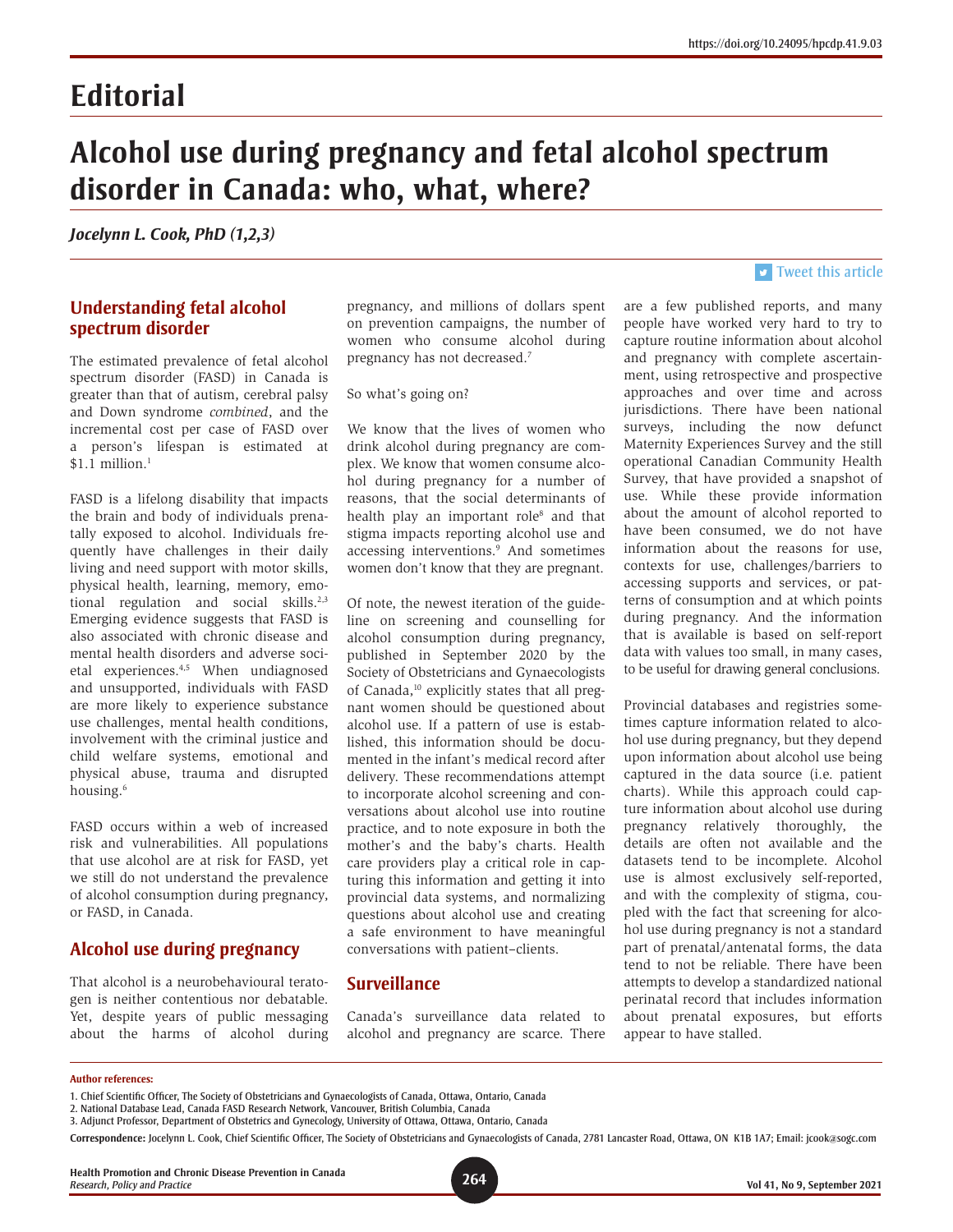https://doi.org/10.24095/hpcdp.41.9.03

# Editorial

# Alcohol use during pregnancy and fetal alcohol spectrum disorder in Canada: who, what, where?

*Jocelynn L. Cook, PhD (1,2,3)*

Tweet this article

## Understanding fetal alcohol spectrum disorder

The estimated prevalence of fetal alcohol spectrum disorder (FASD) in Canada is greater than that of autism, cerebral palsy and Down syndrome *combined*, and the incremental cost per case of FASD over a person's lifespan is estimated at $1.1 million.[1]

FASD is a lifelong disability that impacts the brain and body of individuals prenatally exposed to alcohol. Individuals frequently have challenges in their daily living and need support with motor skills, physical health, learning, memory, emotional regulation and social skills.[2,3] Emerging evidence suggests that FASD is also associated with chronic disease and mental health disorders and adverse societal experiences.[4,5] When undiagnosed and unsupported, individuals with FASD are more likely to experience substance use challenges, mental health conditions, involvement with the criminal justice and child welfare systems, emotional and physical abuse, trauma and disrupted housing.[6]

FASD occurs within a web of increased risk and vulnerabilities. All populations that use alcohol are at risk for FASD, yet we still do not understand the prevalence of alcohol consumption during pregnancy, or FASD, in Canada.

## Alcohol use during pregnancy

That alcohol is a neurobehavioural teratogen is neither contentious nor debatable. Yet, despite years of public messaging about the harms of alcohol during pregnancy, and millions of dollars spent on prevention campaigns, the number of women who consume alcohol during pregnancy has not decreased.[7]

So what's going on?

We know that the lives of women who drink alcohol during pregnancy are complex. We know that women consume alcohol during pregnancy for a number of reasons, that the social determinants of health play an important role[8] and that stigma impacts reporting alcohol use and accessing interventions.[9] And sometimes women don't know that they are pregnant.

Of note, the newest iteration of the guideline on screening and counselling for alcohol consumption during pregnancy, published in September 2020 by the Society of Obstetricians and Gynaecologists of Canada,[10] explicitly states that all pregnant women should be questioned about alcohol use. If a pattern of use is established, this information should be documented in the infant's medical record after delivery. These recommendations attempt to incorporate alcohol screening and conversations about alcohol use into routine practice, and to note exposure in both the mother's and the baby's charts. Health care providers play a critical role in capturing this information and getting it into provincial data systems, and normalizing questions about alcohol use and creating a safe environment to have meaningful conversations with patient–clients.

## Surveillance

Canada's surveillance data related to alcohol and pregnancy are scarce. There are a few published reports, and many people have worked very hard to try to capture routine information about alcohol and pregnancy with complete ascertainment, using retrospective and prospective approaches and over time and across jurisdictions. There have been national surveys, including the now defunct Maternity Experiences Survey and the still operational Canadian Community Health Survey, that have provided a snapshot of use. While these provide information about the amount of alcohol reported to have been consumed, we do not have information about the reasons for use, contexts for use, challenges/barriers to accessing supports and services, or patterns of consumption and at which points during pregnancy. And the information that is available is based on self-report data with values too small, in many cases, to be useful for drawing general conclusions.

Provincial databases and registries sometimes capture information related to alcohol use during pregnancy, but they depend upon information about alcohol use being captured in the data source (i.e. patient charts). While this approach could capture information about alcohol use during pregnancy relatively thoroughly, the details are often not available and the datasets tend to be incomplete. Alcohol use is almost exclusively self-reported, and with the complexity of stigma, coupled with the fact that screening for alcohol use during pregnancy is not a standard part of prenatal/antenatal forms, the data tend to not be reliable. There have been attempts to develop a standardized national perinatal record that includes information about prenatal exposures, but efforts appear to have stalled.

**Author references:**

1. Chief Scientific Officer, The Society of Obstetricians and Gynaecologists of Canada, Ottawa, Ontario, Canada
2. National Database Lead, Canada FASD Research Network, Vancouver, British Columbia, Canada
3. Adjunct Professor, Department of Obstetrics and Gynecology, University of Ottawa, Ottawa, Ontario, Canada

**Correspondence:** Jocelynn L. Cook, Chief Scientific Officer, The Society of Obstetricians and Gynaecologists of Canada, 2781 Lancaster Road, Ottawa, ON K1B 1A7; Email: jcook@sogc.com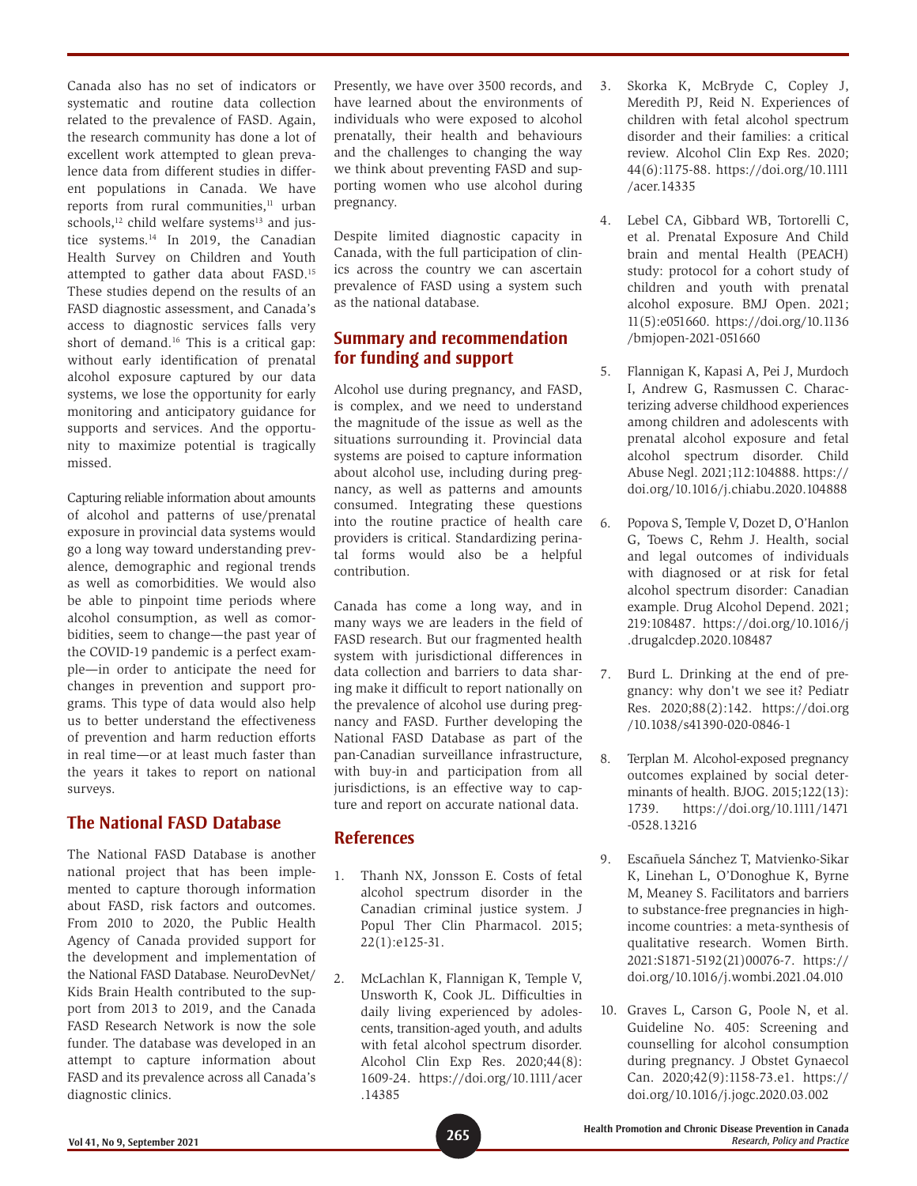Canada also has no set of indicators or systematic and routine data collection related to the prevalence of FASD. Again, the research community has done a lot of excellent work attempted to glean prevalence data from different studies in different populations in Canada. We have reports from rural communities,[11] urban schools,[12] child welfare systems[13] and justice systems.[14] In 2019, the Canadian Health Survey on Children and Youth attempted to gather data about FASD.[15] These studies depend on the results of an FASD diagnostic assessment, and Canada's access to diagnostic services falls very short of demand.[16] This is a critical gap: without early identification of prenatal alcohol exposure captured by our data systems, we lose the opportunity for early monitoring and anticipatory guidance for supports and services. And the opportunity to maximize potential is tragically missed.

Capturing reliable information about amounts of alcohol and patterns of use/prenatal exposure in provincial data systems would go a long way toward understanding prevalence, demographic and regional trends as well as comorbidities. We would also be able to pinpoint time periods where alcohol consumption, as well as comorbidities, seem to change—the past year of the COVID-19 pandemic is a perfect example—in order to anticipate the need for changes in prevention and support programs. This type of data would also help us to better understand the effectiveness of prevention and harm reduction efforts in real time—or at least much faster than the years it takes to report on national surveys.

## The National FASD Database

The National FASD Database is another national project that has been implemented to capture thorough information about FASD, risk factors and outcomes. From 2010 to 2020, the Public Health Agency of Canada provided support for the development and implementation of the National FASD Database. NeuroDevNet/Kids Brain Health contributed to the support from 2013 to 2019, and the Canada FASD Research Network is now the sole funder. The database was developed in an attempt to capture information about FASD and its prevalence across all Canada's diagnostic clinics.

Presently, we have over 3500 records, and have learned about the environments of individuals who were exposed to alcohol prenatally, their health and behaviours and the challenges to changing the way we think about preventing FASD and supporting women who use alcohol during pregnancy.

Despite limited diagnostic capacity in Canada, with the full participation of clinics across the country we can ascertain prevalence of FASD using a system such as the national database.

## Summary and recommendation for funding and support

Alcohol use during pregnancy, and FASD, is complex, and we need to understand the magnitude of the issue as well as the situations surrounding it. Provincial data systems are poised to capture information about alcohol use, including during pregnancy, as well as patterns and amounts consumed. Integrating these questions into the routine practice of health care providers is critical. Standardizing perinatal forms would also be a helpful contribution.

Canada has come a long way, and in many ways we are leaders in the field of FASD research. But our fragmented health system with jurisdictional differences in data collection and barriers to data sharing make it difficult to report nationally on the prevalence of alcohol use during pregnancy and FASD. Further developing the National FASD Database as part of the pan-Canadian surveillance infrastructure, with buy-in and participation from all jurisdictions, is an effective way to capture and report on accurate national data.

## References

1. Thanh NX, Jonsson E. Costs of fetal alcohol spectrum disorder in the Canadian criminal justice system. J Popul Ther Clin Pharmacol. 2015;22(1):e125-31.

2. McLachlan K, Flannigan K, Temple V, Unsworth K, Cook JL. Difficulties in daily living experienced by adolescents, transition-aged youth, and adults with fetal alcohol spectrum disorder. Alcohol Clin Exp Res. 2020;44(8):1609-24. https://doi.org/10.1111/acer.14385

3. Skorka K, McBryde C, Copley J, Meredith PJ, Reid N. Experiences of children with fetal alcohol spectrum disorder and their families: a critical review. Alcohol Clin Exp Res. 2020;44(6):1175-88. https://doi.org/10.1111/acer.14335

4. Lebel CA, Gibbard WB, Tortorelli C, et al. Prenatal Exposure And Child brain and mental Health (PEACH) study: protocol for a cohort study of children and youth with prenatal alcohol exposure. BMJ Open. 2021;11(5):e051660. https://doi.org/10.1136/bmjopen-2021-051660

5. Flannigan K, Kapasi A, Pei J, Murdoch I, Andrew G, Rasmussen C. Characterizing adverse childhood experiences among children and adolescents with prenatal alcohol exposure and fetal alcohol spectrum disorder. Child Abuse Negl. 2021;112:104888. https://doi.org/10.1016/j.chiabu.2020.104888

6. Popova S, Temple V, Dozet D, O'Hanlon G, Toews C, Rehm J. Health, social and legal outcomes of individuals with diagnosed or at risk for fetal alcohol spectrum disorder: Canadian example. Drug Alcohol Depend. 2021;219:108487. https://doi.org/10.1016/j.drugalcdep.2020.108487

7. Burd L. Drinking at the end of pregnancy: why don't we see it? Pediatr Res. 2020;88(2):142. https://doi.org/10.1038/s41390-020-0846-1

8. Terplan M. Alcohol-exposed pregnancy outcomes explained by social determinants of health. BJOG. 2015;122(13):1739. https://doi.org/10.1111/1471-0528.13216

9. Escañuela Sánchez T, Matvienko-Sikar K, Linehan L, O'Donoghue K, Byrne M, Meaney S. Facilitators and barriers to substance-free pregnancies in high-income countries: a meta-synthesis of qualitative research. Women Birth. 2021:S1871-5192(21)00076-7. https://doi.org/10.1016/j.wombi.2021.04.010

10. Graves L, Carson G, Poole N, et al. Guideline No. 405: Screening and counselling for alcohol consumption during pregnancy. J Obstet Gynaecol Can. 2020;42(9):1158-73.e1. https://doi.org/10.1016/j.jogc.2020.03.002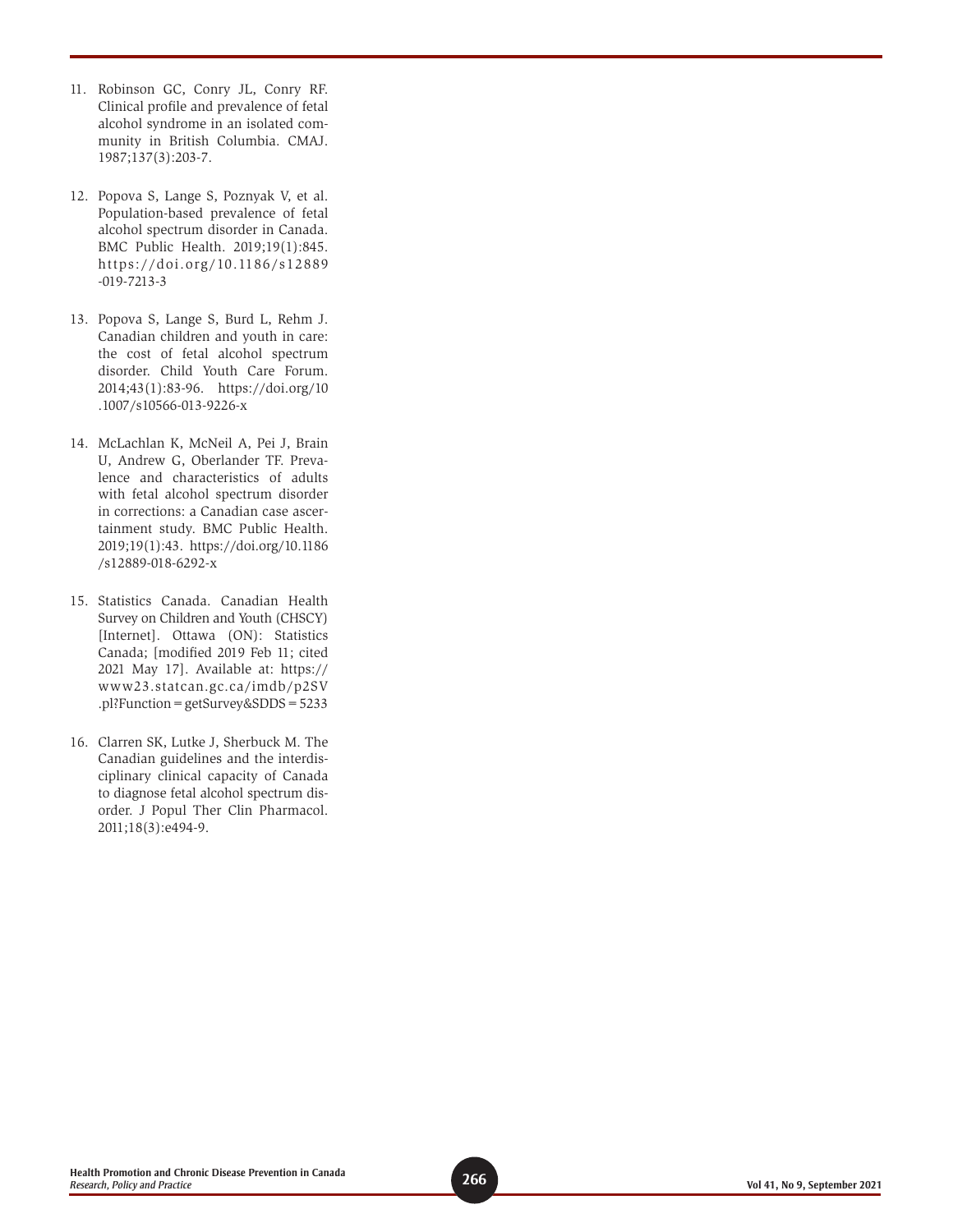11. Robinson GC, Conry JL, Conry RF. Clinical profile and prevalence of fetal alcohol syndrome in an isolated community in British Columbia. CMAJ. 1987;137(3):203-7.

12. Popova S, Lange S, Poznyak V, et al. Population-based prevalence of fetal alcohol spectrum disorder in Canada. BMC Public Health. 2019;19(1):845. https://doi.org/10.1186/s12889-019-7213-3

13. Popova S, Lange S, Burd L, Rehm J. Canadian children and youth in care: the cost of fetal alcohol spectrum disorder. Child Youth Care Forum. 2014;43(1):83-96. https://doi.org/10.1007/s10566-013-9226-x

14. McLachlan K, McNeil A, Pei J, Brain U, Andrew G, Oberlander TF. Prevalence and characteristics of adults with fetal alcohol spectrum disorder in corrections: a Canadian case ascertainment study. BMC Public Health. 2019;19(1):43. https://doi.org/10.1186/s12889-018-6292-x

15. Statistics Canada. Canadian Health Survey on Children and Youth (CHSCY) [Internet]. Ottawa (ON): Statistics Canada; [modified 2019 Feb 11; cited 2021 May 17]. Available at: https://www23.statcan.gc.ca/imdb/p2SV.pl?Function=getSurvey&SDDS=5233

16. Clarren SK, Lutke J, Sherbuck M. The Canadian guidelines and the interdisciplinary clinical capacity of Canada to diagnose fetal alcohol spectrum disorder. J Popul Ther Clin Pharmacol. 2011;18(3):e494-9.